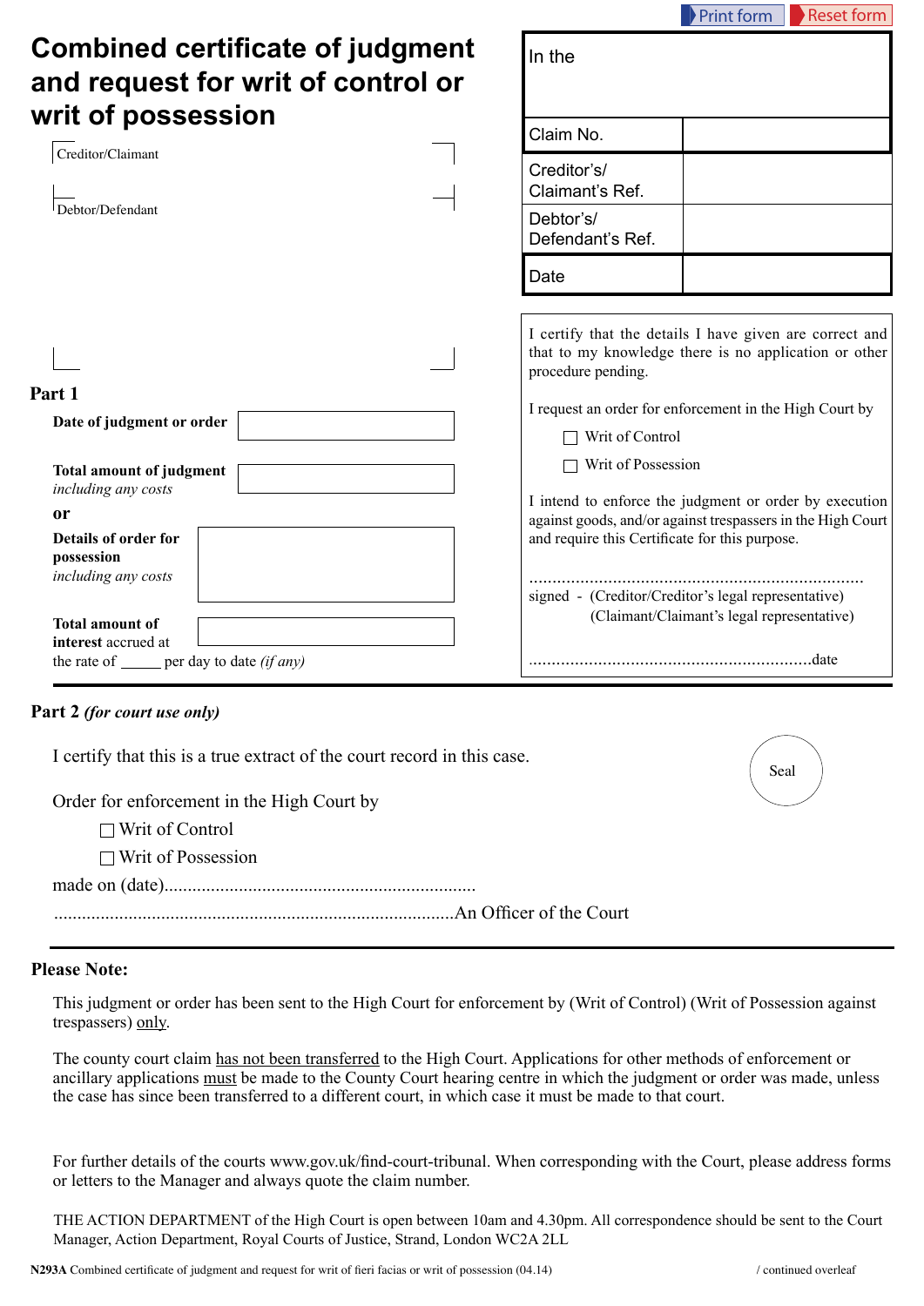Print form | Reset form

# Combined certificate of judgment and request for writ of control or writ of possession

| | |
|---|---|
| In the | |
| Claim No. | |
| Creditor's/ Claimant's Ref. | |
| Debtor's/ Defendant's Ref. | |
| Date | |

Creditor/Claimant

Debtor/Defendant

I certify that the details I have given are correct and that to my knowledge there is no application or other procedure pending.

I request an order for enforcement in the High Court by

☐ Writ of Control

☐ Writ of Possession

I intend to enforce the judgment or order by execution against goods, and/or against trespassers in the High Court and require this Certificate for this purpose.

........................................................................

signed - (Creditor/Creditor's legal representative)
(Claimant/Claimant's legal representative)

.............................................................date

## Part 1

**Date of judgment or order**

**Total amount of judgment** *including any costs*

**or**

**Details of order for possession** *including any costs*

**Total amount of interest** accrued at the rate of _____ per day to date *(if any)*

## Part 2 *(for court use only)*

I certify that this is a true extract of the court record in this case.

Seal

Order for enforcement in the High Court by

☐ Writ of Control

☐ Writ of Possession

made on (date)...................................................................

.....................................................................................An Officer of the Court

**Please Note:**

This judgment or order has been sent to the High Court for enforcement by (Writ of Control) (Writ of Possession against trespassers) only.

The county court claim has not been transferred to the High Court. Applications for other methods of enforcement or ancillary applications must be made to the County Court hearing centre in which the judgment or order was made, unless the case has since been transferred to a different court, in which case it must be made to that court.

For further details of the courts www.gov.uk/find-court-tribunal. When corresponding with the Court, please address forms or letters to the Manager and always quote the claim number.

THE ACTION DEPARTMENT of the High Court is open between 10am and 4.30pm. All correspondence should be sent to the Court Manager, Action Department, Royal Courts of Justice, Strand, London WC2A 2LL

**N293A** Combined certificate of judgment and request for writ of fieri facias or writ of possession (04.14) / continued overleaf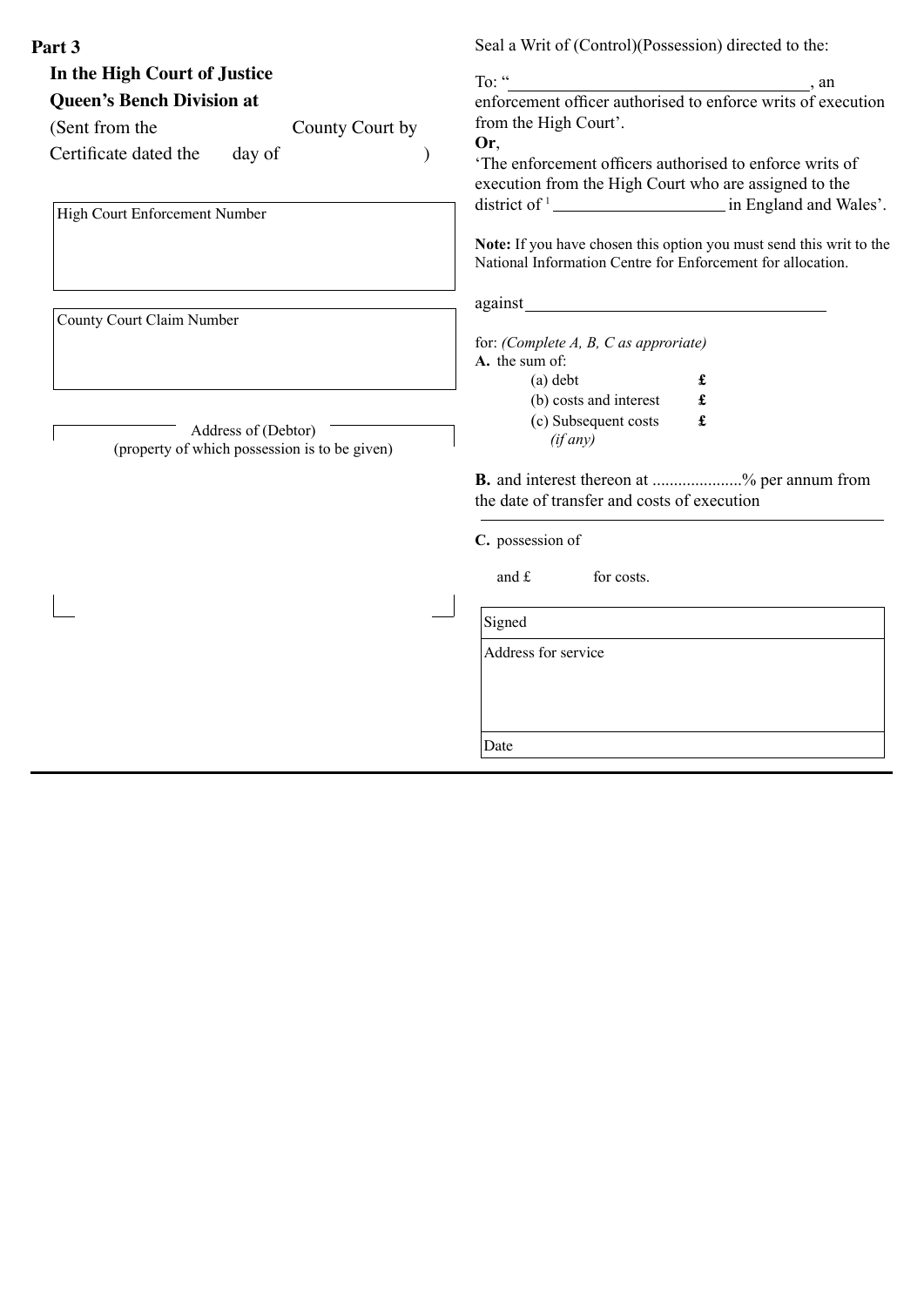**Part 3**

**In the High Court of Justice**

**Queen's Bench Division at**

(Sent from the County Court by Certificate dated the day of )

High Court Enforcement Number

County Court Claim Number

Address of (Debtor)
(property of which possession is to be given)

Seal a Writ of (Control)(Possession) directed to the:

To: "\_\_\_\_\_\_\_\_\_\_\_\_\_\_\_\_\_\_\_\_, an enforcement officer authorised to enforce writs of execution from the High Court'.

**Or**,

'The enforcement officers authorised to enforce writs of execution from the High Court who are assigned to the district of [1] \_\_\_\_\_\_\_\_\_\_\_\_ in England and Wales'.

**Note:** If you have chosen this option you must send this writ to the National Information Centre for Enforcement for allocation.

against \_\_\_\_\_\_\_\_\_\_\_\_\_\_\_\_\_\_\_\_

for: *(Complete A, B, C as approriate)*

**A.** the sum of:

| | |
|---|---|
| (a) debt | **£** |
| (b) costs and interest | **£** |
| (c) Subsequent costs *(if any)* | **£** |

**B.** and interest thereon at .....................% per annum from the date of transfer and costs of execution

**C.** possession of

and £ for costs.

Signed

Address for service

Date